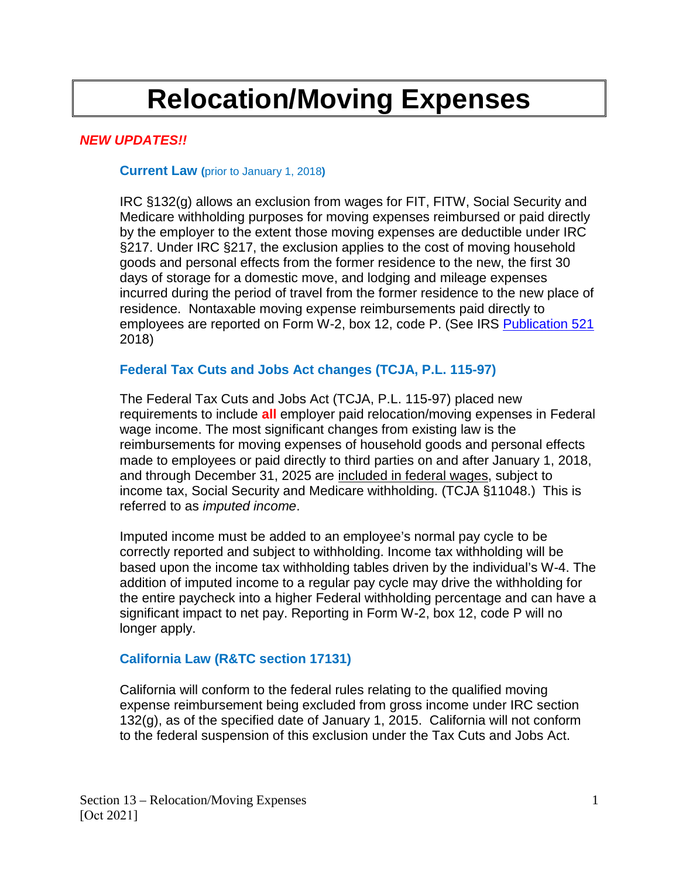# Relocation/Moving Expenses

***NEW UPDATES!!***

### Current Law (prior to January 1, 2018)

IRC §132(g) allows an exclusion from wages for FIT, FITW, Social Security and Medicare withholding purposes for moving expenses reimbursed or paid directly by the employer to the extent those moving expenses are deductible under IRC §217. Under IRC §217, the exclusion applies to the cost of moving household goods and personal effects from the former residence to the new, the first 30 days of storage for a domestic move, and lodging and mileage expenses incurred during the period of travel from the former residence to the new place of residence. Nontaxable moving expense reimbursements paid directly to employees are reported on Form W-2, box 12, code P. (See IRS Publication 521 2018)

### Federal Tax Cuts and Jobs Act changes (TCJA, P.L. 115-97)

The Federal Tax Cuts and Jobs Act (TCJA, P.L. 115-97) placed new requirements to include **all** employer paid relocation/moving expenses in Federal wage income. The most significant changes from existing law is the reimbursements for moving expenses of household goods and personal effects made to employees or paid directly to third parties on and after January 1, 2018, and through December 31, 2025 are included in federal wages, subject to income tax, Social Security and Medicare withholding. (TCJA §11048.) This is referred to as *imputed income*.

Imputed income must be added to an employee's normal pay cycle to be correctly reported and subject to withholding. Income tax withholding will be based upon the income tax withholding tables driven by the individual's W-4. The addition of imputed income to a regular pay cycle may drive the withholding for the entire paycheck into a higher Federal withholding percentage and can have a significant impact to net pay. Reporting in Form W-2, box 12, code P will no longer apply.

### California Law (R&TC section 17131)

California will conform to the federal rules relating to the qualified moving expense reimbursement being excluded from gross income under IRC section 132(g), as of the specified date of January 1, 2015. California will not conform to the federal suspension of this exclusion under the Tax Cuts and Jobs Act.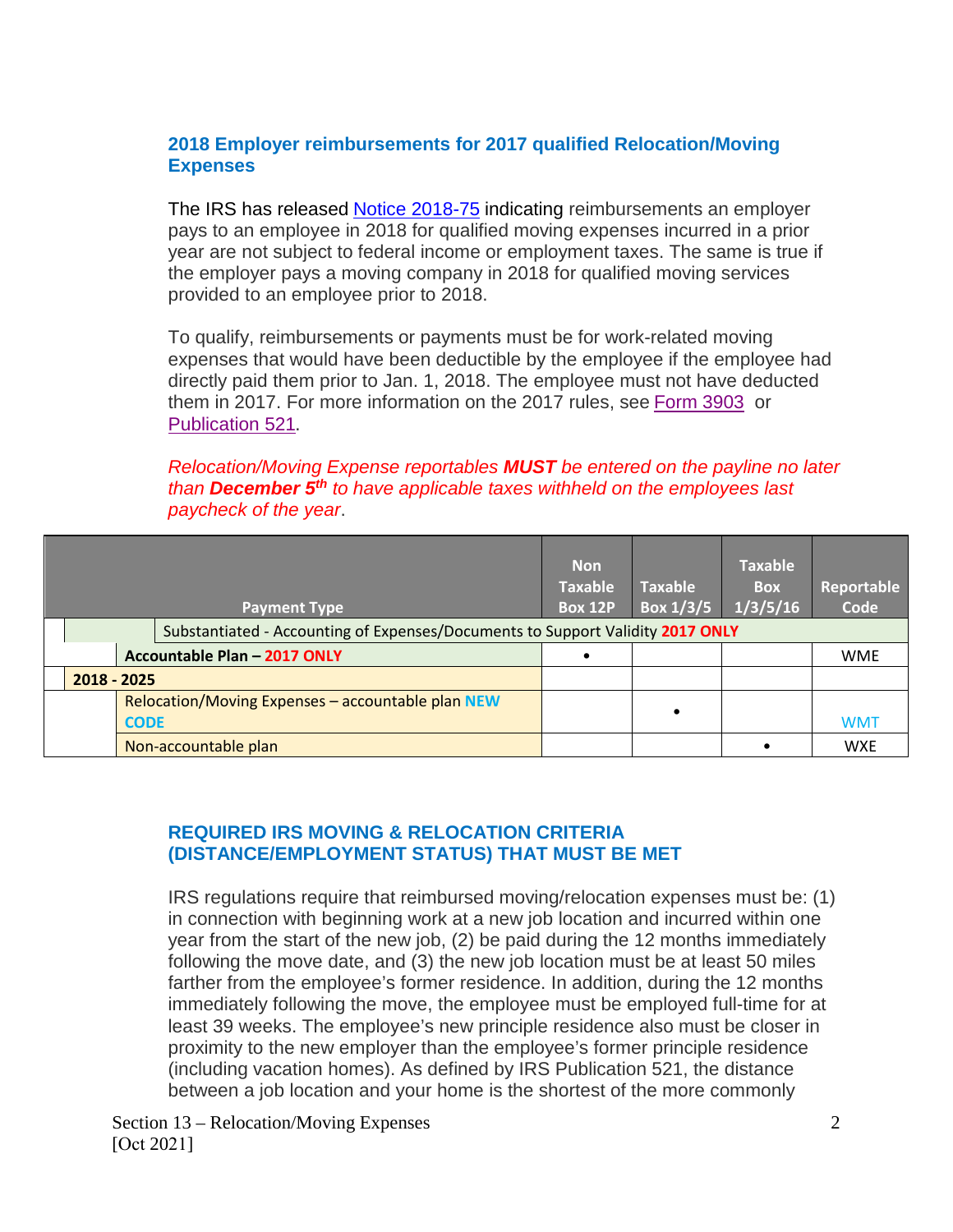## 2018 Employer reimbursements for 2017 qualified Relocation/Moving Expenses

The IRS has released [Notice 2018-75](Notice 2018-75) indicating reimbursements an employer pays to an employee in 2018 for qualified moving expenses incurred in a prior year are not subject to federal income or employment taxes. The same is true if the employer pays a moving company in 2018 for qualified moving services provided to an employee prior to 2018.

To qualify, reimbursements or payments must be for work-related moving expenses that would have been deductible by the employee if the employee had directly paid them prior to Jan. 1, 2018. The employee must not have deducted them in 2017. For more information on the 2017 rules, see [Form 3903](Form 3903) or [Publication 521](Publication 521).

*Relocation/Moving Expense reportables **MUST** be entered on the payline no later than **December 5th** to have applicable taxes withheld on the employees last paycheck of the year.*

| Payment Type | Non Taxable Box 12P | Taxable Box 1/3/5 | Taxable Box 1/3/5/16 | Reportable Code |
|---|---|---|---|---|
| Substantiated - Accounting of Expenses/Documents to Support Validity **2017 ONLY** | | | | |
| **Accountable Plan – 2017 ONLY** | • | | | WME |
| **2018 - 2025** | | | | |
| Relocation/Moving Expenses – accountable plan **NEW CODE** | | • | | WMT |
| Non-accountable plan | | | • | WXE |

## REQUIRED IRS MOVING & RELOCATION CRITERIA (DISTANCE/EMPLOYMENT STATUS) THAT MUST BE MET

IRS regulations require that reimbursed moving/relocation expenses must be: (1) in connection with beginning work at a new job location and incurred within one year from the start of the new job, (2) be paid during the 12 months immediately following the move date, and (3) the new job location must be at least 50 miles farther from the employee's former residence. In addition, during the 12 months immediately following the move, the employee must be employed full-time for at least 39 weeks. The employee's new principle residence also must be closer in proximity to the new employer than the employee's former principle residence (including vacation homes). As defined by IRS Publication 521, the distance between a job location and your home is the shortest of the more commonly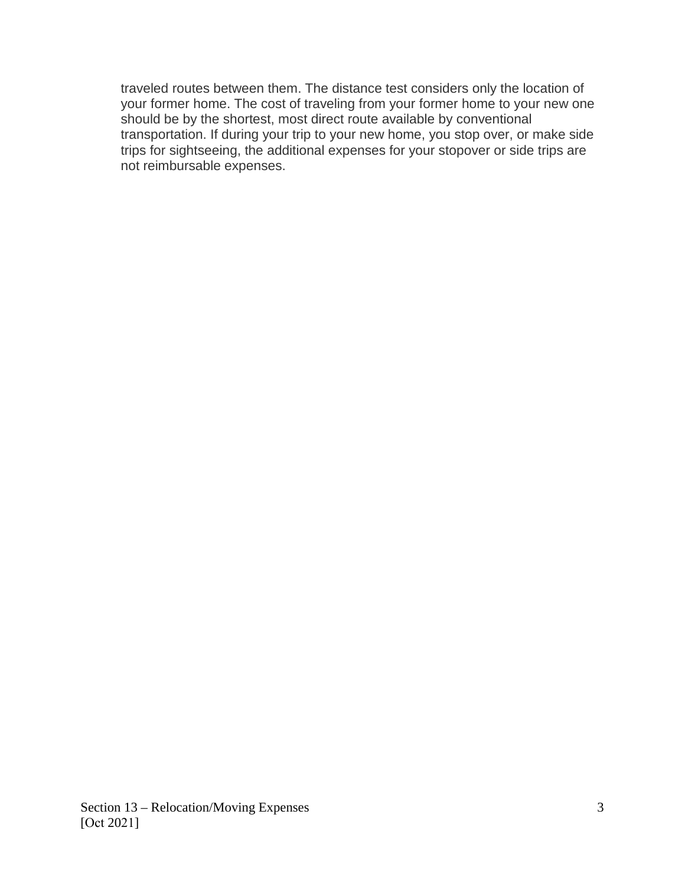traveled routes between them. The distance test considers only the location of your former home. The cost of traveling from your former home to your new one should be by the shortest, most direct route available by conventional transportation. If during your trip to your new home, you stop over, or make side trips for sightseeing, the additional expenses for your stopover or side trips are not reimbursable expenses.